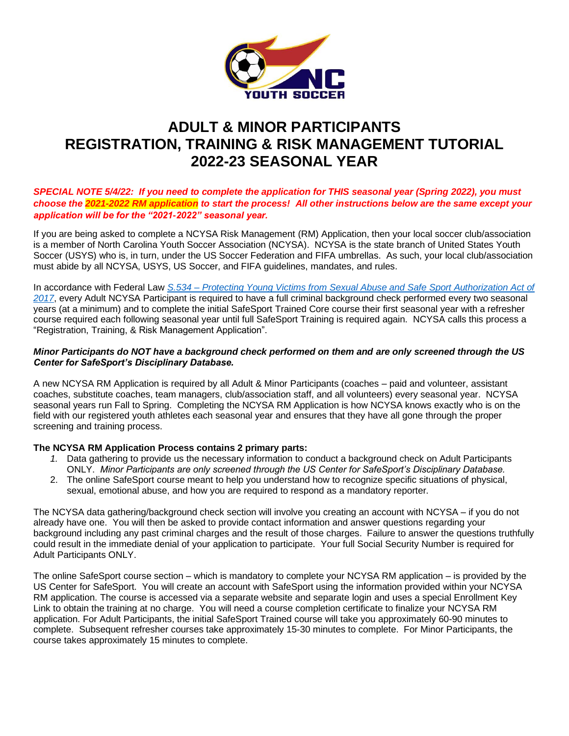# ADULT & MINOR PARTICIPANTS REGISTRATION, TRAINING & RISK MANAGEMENT TUTORIAL 2022-23 SEASONAL YEAR

***SPECIAL NOTE 5/4/22: If you need to complete the application for THIS seasonal year (Spring 2022), you must choose the 2021-2022 RM application to start the process! All other instructions below are the same except your application will be for the "2021-2022" seasonal year.***

If you are being asked to complete a NCYSA Risk Management (RM) Application, then your local soccer club/association is a member of North Carolina Youth Soccer Association (NCYSA). NCYSA is the state branch of United States Youth Soccer (USYS) who is, in turn, under the US Soccer Federation and FIFA umbrellas. As such, your local club/association must abide by all NCYSA, USYS, US Soccer, and FIFA guidelines, mandates, and rules.

In accordance with Federal Law *S.534 – Protecting Young Victims from Sexual Abuse and Safe Sport Authorization Act of 2017*, every Adult NCYSA Participant is required to have a full criminal background check performed every two seasonal years (at a minimum) and to complete the initial SafeSport Trained Core course their first seasonal year with a refresher course required each following seasonal year until full SafeSport Training is required again. NCYSA calls this process a "Registration, Training, & Risk Management Application".

***Minor Participants do NOT have a background check performed on them and are only screened through the US Center for SafeSport's Disciplinary Database.***

A new NCYSA RM Application is required by all Adult & Minor Participants (coaches – paid and volunteer, assistant coaches, substitute coaches, team managers, club/association staff, and all volunteers) every seasonal year. NCYSA seasonal years run Fall to Spring. Completing the NCYSA RM Application is how NCYSA knows exactly who is on the field with our registered youth athletes each seasonal year and ensures that they have all gone through the proper screening and training process.

**The NCYSA RM Application Process contains 2 primary parts:**

1. Data gathering to provide us the necessary information to conduct a background check on Adult Participants ONLY. *Minor Participants are only screened through the US Center for SafeSport's Disciplinary Database.*
2. The online SafeSport course meant to help you understand how to recognize specific situations of physical, sexual, emotional abuse, and how you are required to respond as a mandatory reporter.

The NCYSA data gathering/background check section will involve you creating an account with NCYSA – if you do not already have one. You will then be asked to provide contact information and answer questions regarding your background including any past criminal charges and the result of those charges. Failure to answer the questions truthfully could result in the immediate denial of your application to participate. Your full Social Security Number is required for Adult Participants ONLY.

The online SafeSport course section – which is mandatory to complete your NCYSA RM application – is provided by the US Center for SafeSport. You will create an account with SafeSport using the information provided within your NCYSA RM application. The course is accessed via a separate website and separate login and uses a special Enrollment Key Link to obtain the training at no charge. You will need a course completion certificate to finalize your NCYSA RM application. For Adult Participants, the initial SafeSport Trained course will take you approximately 60-90 minutes to complete. Subsequent refresher courses take approximately 15-30 minutes to complete. For Minor Participants, the course takes approximately 15 minutes to complete.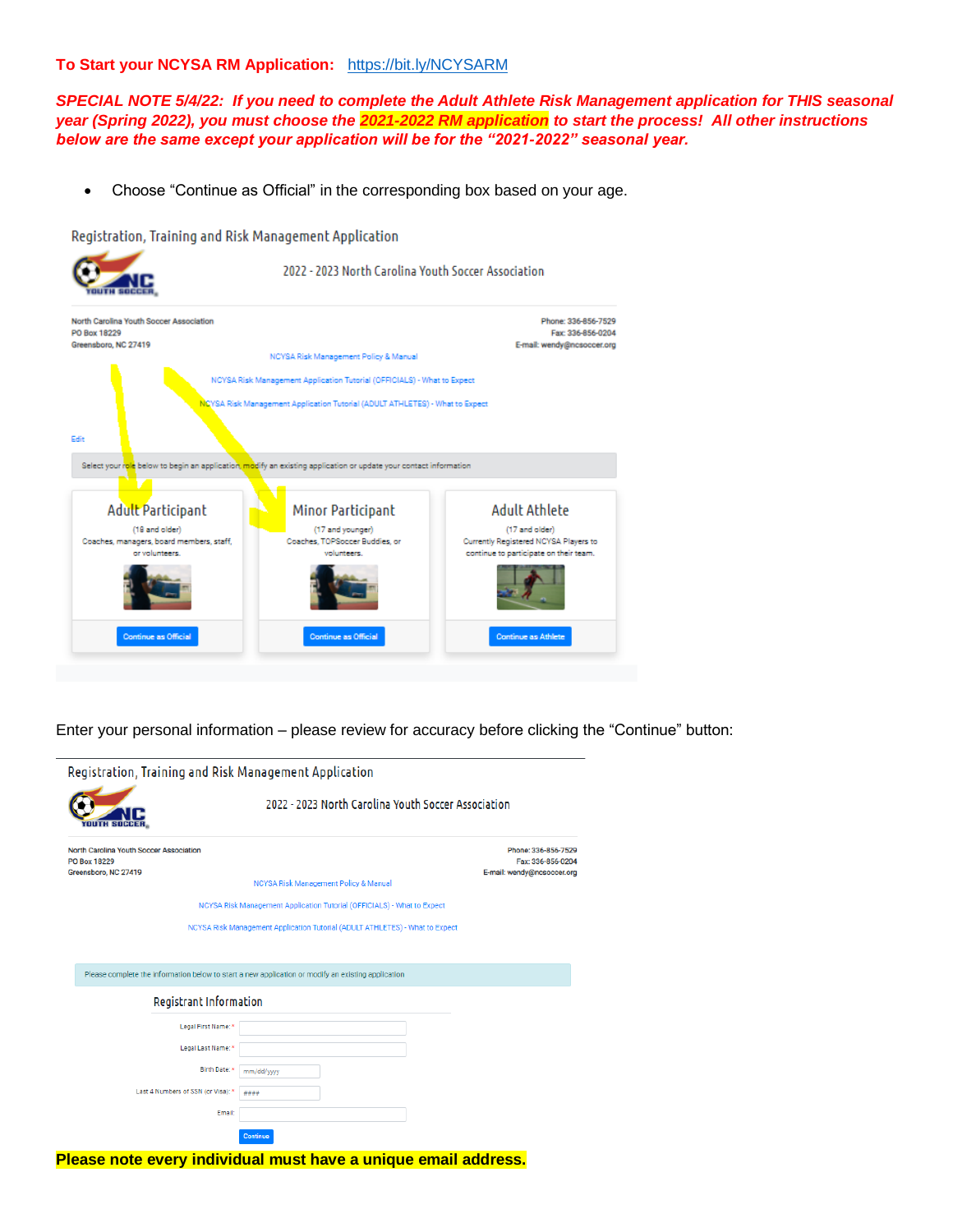**To Start your NCYSA RM Application:** https://bit.ly/NCYSARM

***SPECIAL NOTE 5/4/22: If you need to complete the Adult Athlete Risk Management application for THIS seasonal year (Spring 2022), you must choose the 2021-2022 RM application to start the process! All other instructions below are the same except your application will be for the "2021-2022" seasonal year.***

- Choose "Continue as Official" in the corresponding box based on your age.

Registration, Training and Risk Management Application

2022 - 2023 North Carolina Youth Soccer Association

North Carolina Youth Soccer Association
PO Box 18229
Greensboro, NC 27419

Phone: 336-856-7529
Fax: 336-856-0204
E-mail: wendy@ncsoccer.org

NCYSA Risk Management Policy & Manual

NCYSA Risk Management Application Tutorial (OFFICIALS) - What to Expect

NCYSA Risk Management Application Tutorial (ADULT ATHLETES) - What to Expect

Edit

Select your role below to begin an application, modify an existing application or update your contact information

| Adult Participant | Minor Participant | Adult Athlete |
| --- | --- | --- |
| (18 and older) Coaches, managers, board members, staff, or volunteers. | (17 and younger) Coaches, TOPSoccer Buddies, or volunteers. | (17 and older) Currently Registered NCYSA Players to continue to participate on their team. |
| Continue as Official | Continue as Official | Continue as Athlete |

Enter your personal information – please review for accuracy before clicking the "Continue" button:

Registration, Training and Risk Management Application

2022 - 2023 North Carolina Youth Soccer Association

North Carolina Youth Soccer Association
PO Box 18229
Greensboro, NC 27419

Phone: 336-856-7529
Fax: 336-856-0204
E-mail: wendy@ncsoccer.org

NCYSA Risk Management Policy & Manual

NCYSA Risk Management Application Tutorial (OFFICIALS) - What to Expect

NCYSA Risk Management Application Tutorial (ADULT ATHLETES) - What to Expect

Please complete the information below to start a new application or modify an existing application

Registrant Information

Legal First Name: *
Legal Last Name: *
Birth Date: * mm/dd/yyyy
Last 4 Numbers of SSN (or Visa): * ####
Email:

Continue

**Please note every individual must have a unique email address.**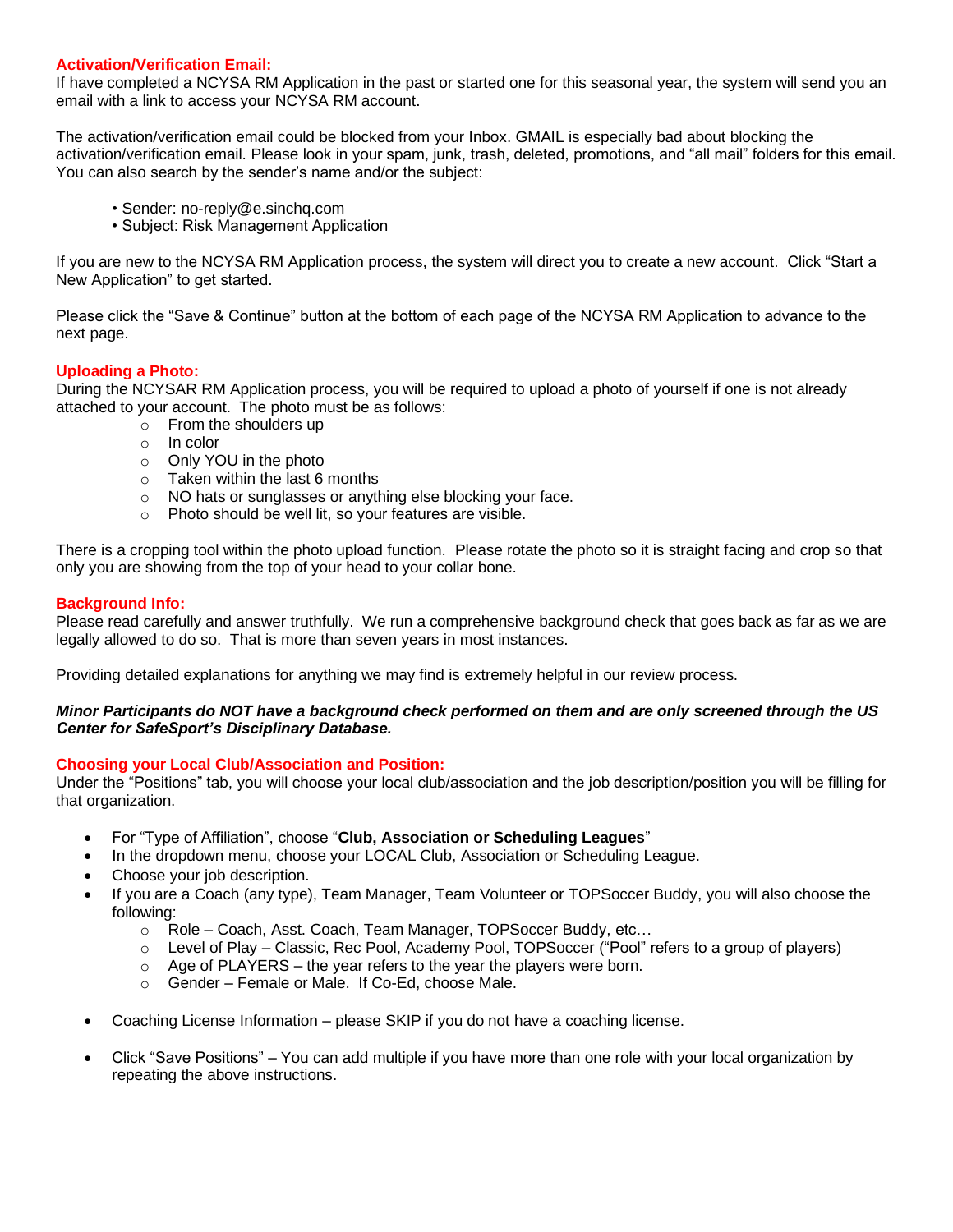## Activation/Verification Email:

If have completed a NCYSA RM Application in the past or started one for this seasonal year, the system will send you an email with a link to access your NCYSA RM account.

The activation/verification email could be blocked from your Inbox. GMAIL is especially bad about blocking the activation/verification email. Please look in your spam, junk, trash, deleted, promotions, and "all mail" folders for this email. You can also search by the sender's name and/or the subject:

- Sender: no-reply@e.sinchq.com
- Subject: Risk Management Application

If you are new to the NCYSA RM Application process, the system will direct you to create a new account. Click "Start a New Application" to get started.

Please click the "Save & Continue" button at the bottom of each page of the NCYSA RM Application to advance to the next page.

## Uploading a Photo:

During the NCYSAR RM Application process, you will be required to upload a photo of yourself if one is not already attached to your account. The photo must be as follows:

- From the shoulders up
- In color
- Only YOU in the photo
- Taken within the last 6 months
- NO hats or sunglasses or anything else blocking your face.
- Photo should be well lit, so your features are visible.

There is a cropping tool within the photo upload function. Please rotate the photo so it is straight facing and crop so that only you are showing from the top of your head to your collar bone.

## Background Info:

Please read carefully and answer truthfully. We run a comprehensive background check that goes back as far as we are legally allowed to do so. That is more than seven years in most instances.

Providing detailed explanations for anything we may find is extremely helpful in our review process.

***Minor Participants do NOT have a background check performed on them and are only screened through the US Center for SafeSport's Disciplinary Database.***

## Choosing your Local Club/Association and Position:

Under the "Positions" tab, you will choose your local club/association and the job description/position you will be filling for that organization.

- For "Type of Affiliation", choose "**Club, Association or Scheduling Leagues**"
- In the dropdown menu, choose your LOCAL Club, Association or Scheduling League.
- Choose your job description.
- If you are a Coach (any type), Team Manager, Team Volunteer or TOPSoccer Buddy, you will also choose the following:
  - Role – Coach, Asst. Coach, Team Manager, TOPSoccer Buddy, etc…
  - Level of Play – Classic, Rec Pool, Academy Pool, TOPSoccer ("Pool" refers to a group of players)
  - Age of PLAYERS – the year refers to the year the players were born.
  - Gender – Female or Male. If Co-Ed, choose Male.

- Coaching License Information – please SKIP if you do not have a coaching license.

- Click "Save Positions" – You can add multiple if you have more than one role with your local organization by repeating the above instructions.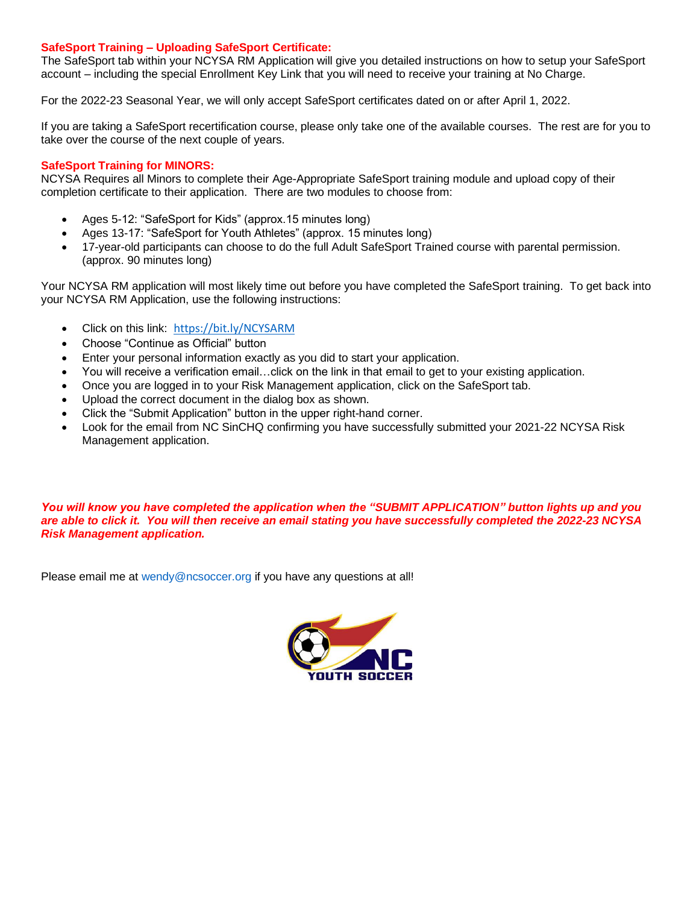**SafeSport Training – Uploading SafeSport Certificate:**

The SafeSport tab within your NCYSA RM Application will give you detailed instructions on how to setup your SafeSport account – including the special Enrollment Key Link that you will need to receive your training at No Charge.

For the 2022-23 Seasonal Year, we will only accept SafeSport certificates dated on or after April 1, 2022.

If you are taking a SafeSport recertification course, please only take one of the available courses. The rest are for you to take over the course of the next couple of years.

**SafeSport Training for MINORS:**

NCYSA Requires all Minors to complete their Age-Appropriate SafeSport training module and upload copy of their completion certificate to their application. There are two modules to choose from:

- Ages 5-12: "SafeSport for Kids" (approx.15 minutes long)
- Ages 13-17: "SafeSport for Youth Athletes" (approx. 15 minutes long)
- 17-year-old participants can choose to do the full Adult SafeSport Trained course with parental permission. (approx. 90 minutes long)

Your NCYSA RM application will most likely time out before you have completed the SafeSport training. To get back into your NCYSA RM Application, use the following instructions:

- Click on this link: https://bit.ly/NCYSARM
- Choose "Continue as Official" button
- Enter your personal information exactly as you did to start your application.
- You will receive a verification email…click on the link in that email to get to your existing application.
- Once you are logged in to your Risk Management application, click on the SafeSport tab.
- Upload the correct document in the dialog box as shown.
- Click the "Submit Application" button in the upper right-hand corner.
- Look for the email from NC SinCHQ confirming you have successfully submitted your 2021-22 NCYSA Risk Management application.

***You will know you have completed the application when the "SUBMIT APPLICATION" button lights up and you are able to click it. You will then receive an email stating you have successfully completed the 2022-23 NCYSA Risk Management application.***

Please email me at wendy@ncsoccer.org if you have any questions at all!

NC YOUTH SOCCER